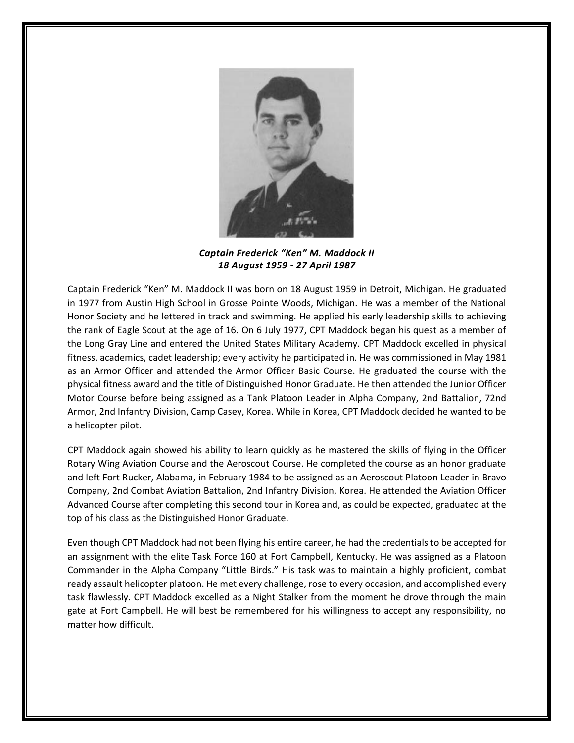***Captain Frederick "Ken" M. Maddock II***
***18 August 1959 - 27 April 1987***

Captain Frederick "Ken" M. Maddock II was born on 18 August 1959 in Detroit, Michigan. He graduated in 1977 from Austin High School in Grosse Pointe Woods, Michigan. He was a member of the National Honor Society and he lettered in track and swimming. He applied his early leadership skills to achieving the rank of Eagle Scout at the age of 16. On 6 July 1977, CPT Maddock began his quest as a member of the Long Gray Line and entered the United States Military Academy. CPT Maddock excelled in physical fitness, academics, cadet leadership; every activity he participated in. He was commissioned in May 1981 as an Armor Officer and attended the Armor Officer Basic Course. He graduated the course with the physical fitness award and the title of Distinguished Honor Graduate. He then attended the Junior Officer Motor Course before being assigned as a Tank Platoon Leader in Alpha Company, 2nd Battalion, 72nd Armor, 2nd Infantry Division, Camp Casey, Korea. While in Korea, CPT Maddock decided he wanted to be a helicopter pilot.

CPT Maddock again showed his ability to learn quickly as he mastered the skills of flying in the Officer Rotary Wing Aviation Course and the Aeroscout Course. He completed the course as an honor graduate and left Fort Rucker, Alabama, in February 1984 to be assigned as an Aeroscout Platoon Leader in Bravo Company, 2nd Combat Aviation Battalion, 2nd Infantry Division, Korea. He attended the Aviation Officer Advanced Course after completing this second tour in Korea and, as could be expected, graduated at the top of his class as the Distinguished Honor Graduate.

Even though CPT Maddock had not been flying his entire career, he had the credentials to be accepted for an assignment with the elite Task Force 160 at Fort Campbell, Kentucky. He was assigned as a Platoon Commander in the Alpha Company "Little Birds." His task was to maintain a highly proficient, combat ready assault helicopter platoon. He met every challenge, rose to every occasion, and accomplished every task flawlessly. CPT Maddock excelled as a Night Stalker from the moment he drove through the main gate at Fort Campbell. He will best be remembered for his willingness to accept any responsibility, no matter how difficult.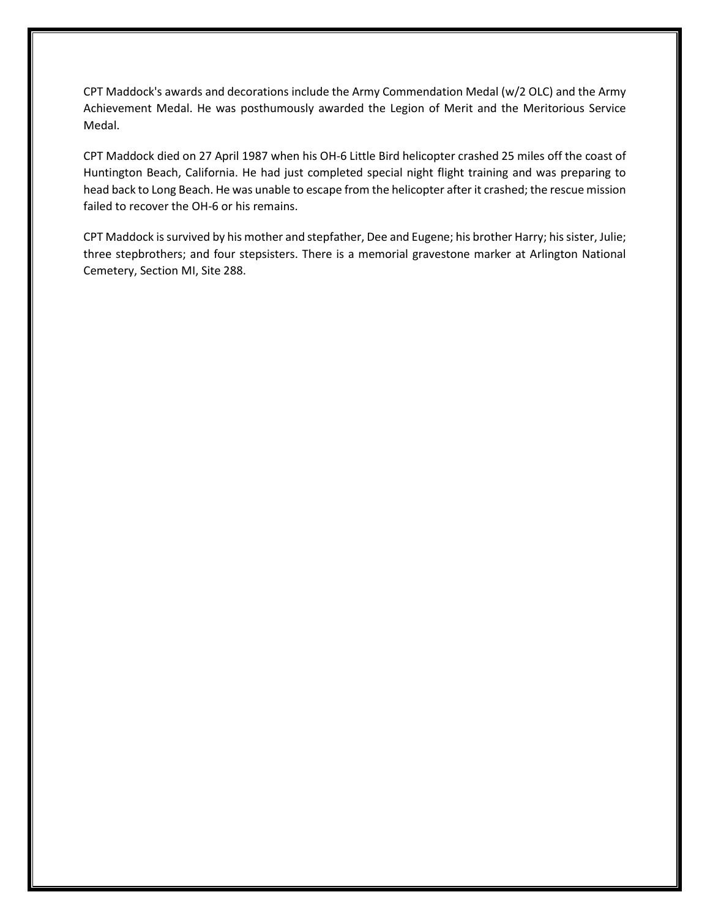CPT Maddock's awards and decorations include the Army Commendation Medal (w/2 OLC) and the Army Achievement Medal. He was posthumously awarded the Legion of Merit and the Meritorious Service Medal.

CPT Maddock died on 27 April 1987 when his OH-6 Little Bird helicopter crashed 25 miles off the coast of Huntington Beach, California. He had just completed special night flight training and was preparing to head back to Long Beach. He was unable to escape from the helicopter after it crashed; the rescue mission failed to recover the OH-6 or his remains.

CPT Maddock is survived by his mother and stepfather, Dee and Eugene; his brother Harry; his sister, Julie; three stepbrothers; and four stepsisters. There is a memorial gravestone marker at Arlington National Cemetery, Section MI, Site 288.